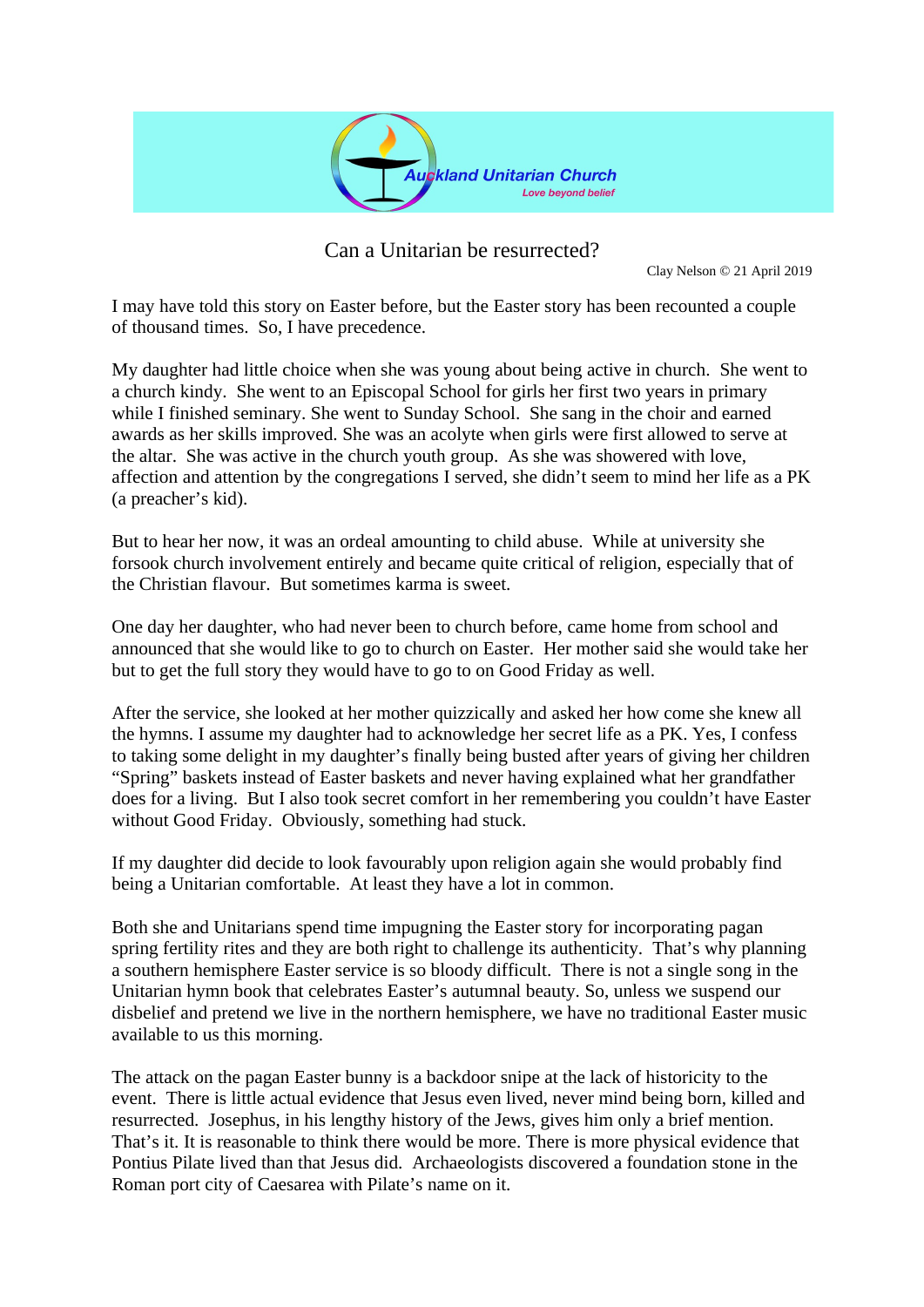Auckland Unitarian Church

*Love beyond belief*

# Can a Unitarian be resurrected?

Clay Nelson © 21 April 2019

I may have told this story on Easter before, but the Easter story has been recounted a couple of thousand times. So, I have precedence.

My daughter had little choice when she was young about being active in church. She went to a church kindy. She went to an Episcopal School for girls her first two years in primary while I finished seminary. She went to Sunday School. She sang in the choir and earned awards as her skills improved. She was an acolyte when girls were first allowed to serve at the altar. She was active in the church youth group. As she was showered with love, affection and attention by the congregations I served, she didn't seem to mind her life as a PK (a preacher's kid).

But to hear her now, it was an ordeal amounting to child abuse. While at university she forsook church involvement entirely and became quite critical of religion, especially that of the Christian flavour. But sometimes karma is sweet.

One day her daughter, who had never been to church before, came home from school and announced that she would like to go to church on Easter. Her mother said she would take her but to get the full story they would have to go to on Good Friday as well.

After the service, she looked at her mother quizzically and asked her how come she knew all the hymns. I assume my daughter had to acknowledge her secret life as a PK. Yes, I confess to taking some delight in my daughter's finally being busted after years of giving her children "Spring" baskets instead of Easter baskets and never having explained what her grandfather does for a living. But I also took secret comfort in her remembering you couldn't have Easter without Good Friday. Obviously, something had stuck.

If my daughter did decide to look favourably upon religion again she would probably find being a Unitarian comfortable. At least they have a lot in common.

Both she and Unitarians spend time impugning the Easter story for incorporating pagan spring fertility rites and they are both right to challenge its authenticity. That's why planning a southern hemisphere Easter service is so bloody difficult. There is not a single song in the Unitarian hymn book that celebrates Easter's autumnal beauty. So, unless we suspend our disbelief and pretend we live in the northern hemisphere, we have no traditional Easter music available to us this morning.

The attack on the pagan Easter bunny is a backdoor snipe at the lack of historicity to the event. There is little actual evidence that Jesus even lived, never mind being born, killed and resurrected. Josephus, in his lengthy history of the Jews, gives him only a brief mention. That's it. It is reasonable to think there would be more. There is more physical evidence that Pontius Pilate lived than that Jesus did. Archaeologists discovered a foundation stone in the Roman port city of Caesarea with Pilate's name on it.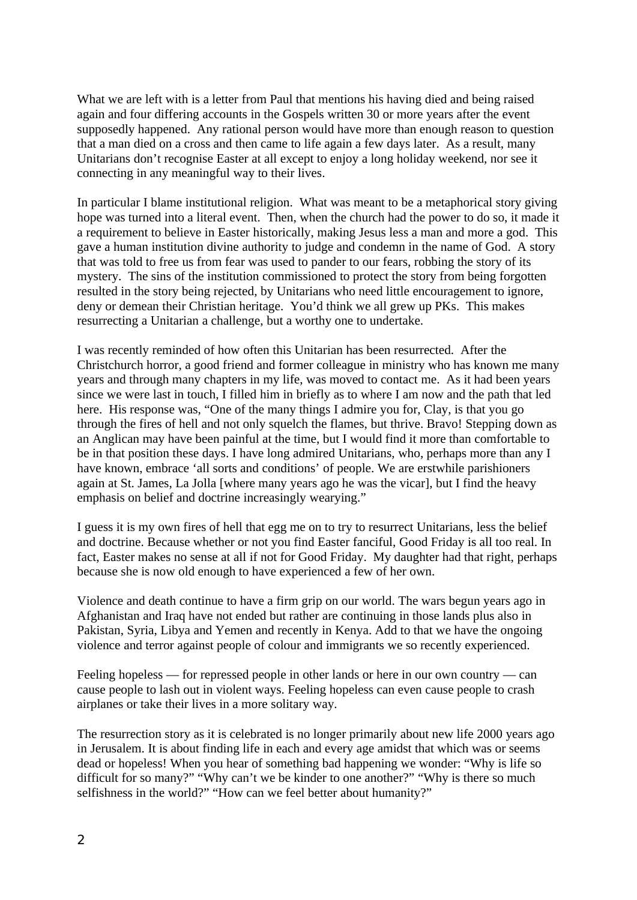What we are left with is a letter from Paul that mentions his having died and being raised again and four differing accounts in the Gospels written 30 or more years after the event supposedly happened. Any rational person would have more than enough reason to question that a man died on a cross and then came to life again a few days later. As a result, many Unitarians don't recognise Easter at all except to enjoy a long holiday weekend, nor see it connecting in any meaningful way to their lives.

In particular I blame institutional religion. What was meant to be a metaphorical story giving hope was turned into a literal event. Then, when the church had the power to do so, it made it a requirement to believe in Easter historically, making Jesus less a man and more a god. This gave a human institution divine authority to judge and condemn in the name of God. A story that was told to free us from fear was used to pander to our fears, robbing the story of its mystery. The sins of the institution commissioned to protect the story from being forgotten resulted in the story being rejected, by Unitarians who need little encouragement to ignore, deny or demean their Christian heritage. You'd think we all grew up PKs. This makes resurrecting a Unitarian a challenge, but a worthy one to undertake.

I was recently reminded of how often this Unitarian has been resurrected. After the Christchurch horror, a good friend and former colleague in ministry who has known me many years and through many chapters in my life, was moved to contact me. As it had been years since we were last in touch, I filled him in briefly as to where I am now and the path that led here. His response was, "One of the many things I admire you for, Clay, is that you go through the fires of hell and not only squelch the flames, but thrive. Bravo! Stepping down as an Anglican may have been painful at the time, but I would find it more than comfortable to be in that position these days. I have long admired Unitarians, who, perhaps more than any I have known, embrace 'all sorts and conditions' of people. We are erstwhile parishioners again at St. James, La Jolla [where many years ago he was the vicar], but I find the heavy emphasis on belief and doctrine increasingly wearying."

I guess it is my own fires of hell that egg me on to try to resurrect Unitarians, less the belief and doctrine. Because whether or not you find Easter fanciful, Good Friday is all too real. In fact, Easter makes no sense at all if not for Good Friday. My daughter had that right, perhaps because she is now old enough to have experienced a few of her own.

Violence and death continue to have a firm grip on our world. The wars begun years ago in Afghanistan and Iraq have not ended but rather are continuing in those lands plus also in Pakistan, Syria, Libya and Yemen and recently in Kenya. Add to that we have the ongoing violence and terror against people of colour and immigrants we so recently experienced.

Feeling hopeless — for repressed people in other lands or here in our own country — can cause people to lash out in violent ways. Feeling hopeless can even cause people to crash airplanes or take their lives in a more solitary way.

The resurrection story as it is celebrated is no longer primarily about new life 2000 years ago in Jerusalem. It is about finding life in each and every age amidst that which was or seems dead or hopeless! When you hear of something bad happening we wonder: "Why is life so difficult for so many?" "Why can't we be kinder to one another?" "Why is there so much selfishness in the world?" "How can we feel better about humanity?"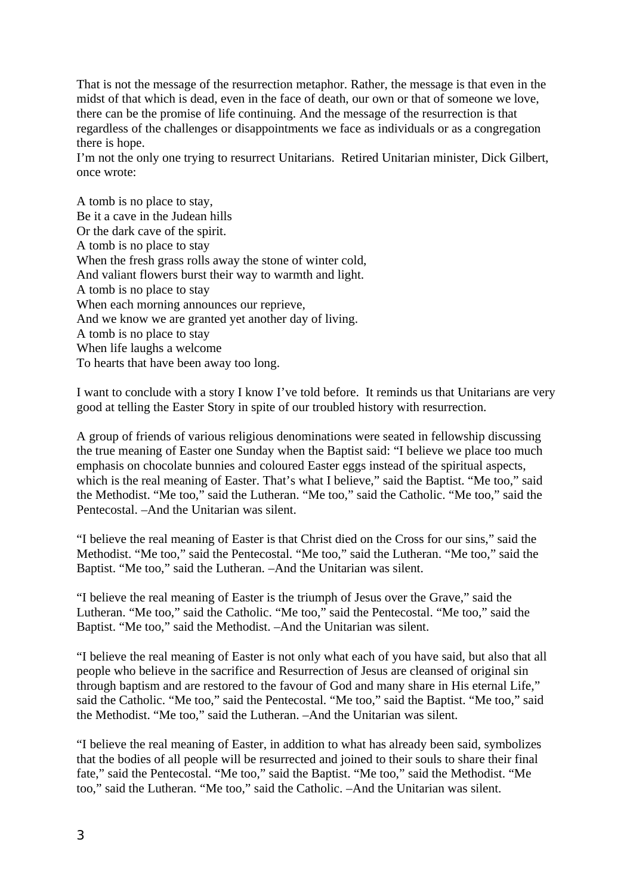That is not the message of the resurrection metaphor. Rather, the message is that even in the midst of that which is dead, even in the face of death, our own or that of someone we love, there can be the promise of life continuing. And the message of the resurrection is that regardless of the challenges or disappointments we face as individuals or as a congregation there is hope.

I'm not the only one trying to resurrect Unitarians. Retired Unitarian minister, Dick Gilbert, once wrote:

A tomb is no place to stay,  
Be it a cave in the Judean hills  
Or the dark cave of the spirit.  
A tomb is no place to stay  
When the fresh grass rolls away the stone of winter cold,  
And valiant flowers burst their way to warmth and light.  
A tomb is no place to stay  
When each morning announces our reprieve,  
And we know we are granted yet another day of living.  
A tomb is no place to stay  
When life laughs a welcome  
To hearts that have been away too long.

I want to conclude with a story I know I've told before. It reminds us that Unitarians are very good at telling the Easter Story in spite of our troubled history with resurrection.

A group of friends of various religious denominations were seated in fellowship discussing the true meaning of Easter one Sunday when the Baptist said: "I believe we place too much emphasis on chocolate bunnies and coloured Easter eggs instead of the spiritual aspects, which is the real meaning of Easter. That's what I believe," said the Baptist. "Me too," said the Methodist. "Me too," said the Lutheran. "Me too," said the Catholic. "Me too," said the Pentecostal. –And the Unitarian was silent.

"I believe the real meaning of Easter is that Christ died on the Cross for our sins," said the Methodist. "Me too," said the Pentecostal. "Me too," said the Lutheran. "Me too," said the Baptist. "Me too," said the Lutheran. –And the Unitarian was silent.

"I believe the real meaning of Easter is the triumph of Jesus over the Grave," said the Lutheran. "Me too," said the Catholic. "Me too," said the Pentecostal. "Me too," said the Baptist. "Me too," said the Methodist. –And the Unitarian was silent.

"I believe the real meaning of Easter is not only what each of you have said, but also that all people who believe in the sacrifice and Resurrection of Jesus are cleansed of original sin through baptism and are restored to the favour of God and many share in His eternal Life," said the Catholic. "Me too," said the Pentecostal. "Me too," said the Baptist. "Me too," said the Methodist. "Me too," said the Lutheran. –And the Unitarian was silent.

"I believe the real meaning of Easter, in addition to what has already been said, symbolizes that the bodies of all people will be resurrected and joined to their souls to share their final fate," said the Pentecostal. "Me too," said the Baptist. "Me too," said the Methodist. "Me too," said the Lutheran. "Me too," said the Catholic. –And the Unitarian was silent.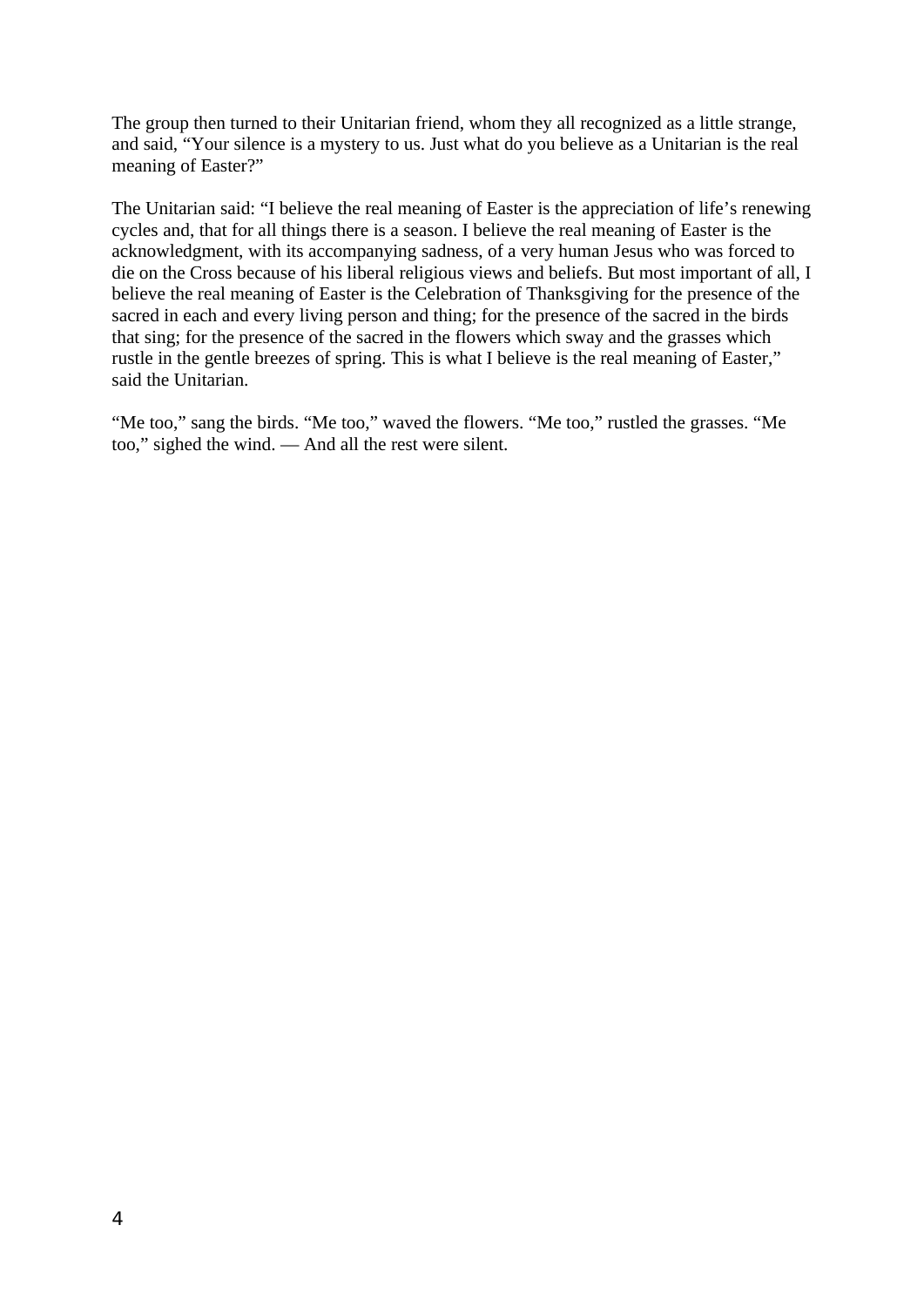The group then turned to their Unitarian friend, whom they all recognized as a little strange, and said, “Your silence is a mystery to us. Just what do you believe as a Unitarian is the real meaning of Easter?”

The Unitarian said: “I believe the real meaning of Easter is the appreciation of life’s renewing cycles and, that for all things there is a season. I believe the real meaning of Easter is the acknowledgment, with its accompanying sadness, of a very human Jesus who was forced to die on the Cross because of his liberal religious views and beliefs. But most important of all, I believe the real meaning of Easter is the Celebration of Thanksgiving for the presence of the sacred in each and every living person and thing; for the presence of the sacred in the birds that sing; for the presence of the sacred in the flowers which sway and the grasses which rustle in the gentle breezes of spring. This is what I believe is the real meaning of Easter,” said the Unitarian.

“Me too,” sang the birds. “Me too,” waved the flowers. “Me too,” rustled the grasses. “Me too,” sighed the wind. — And all the rest were silent.